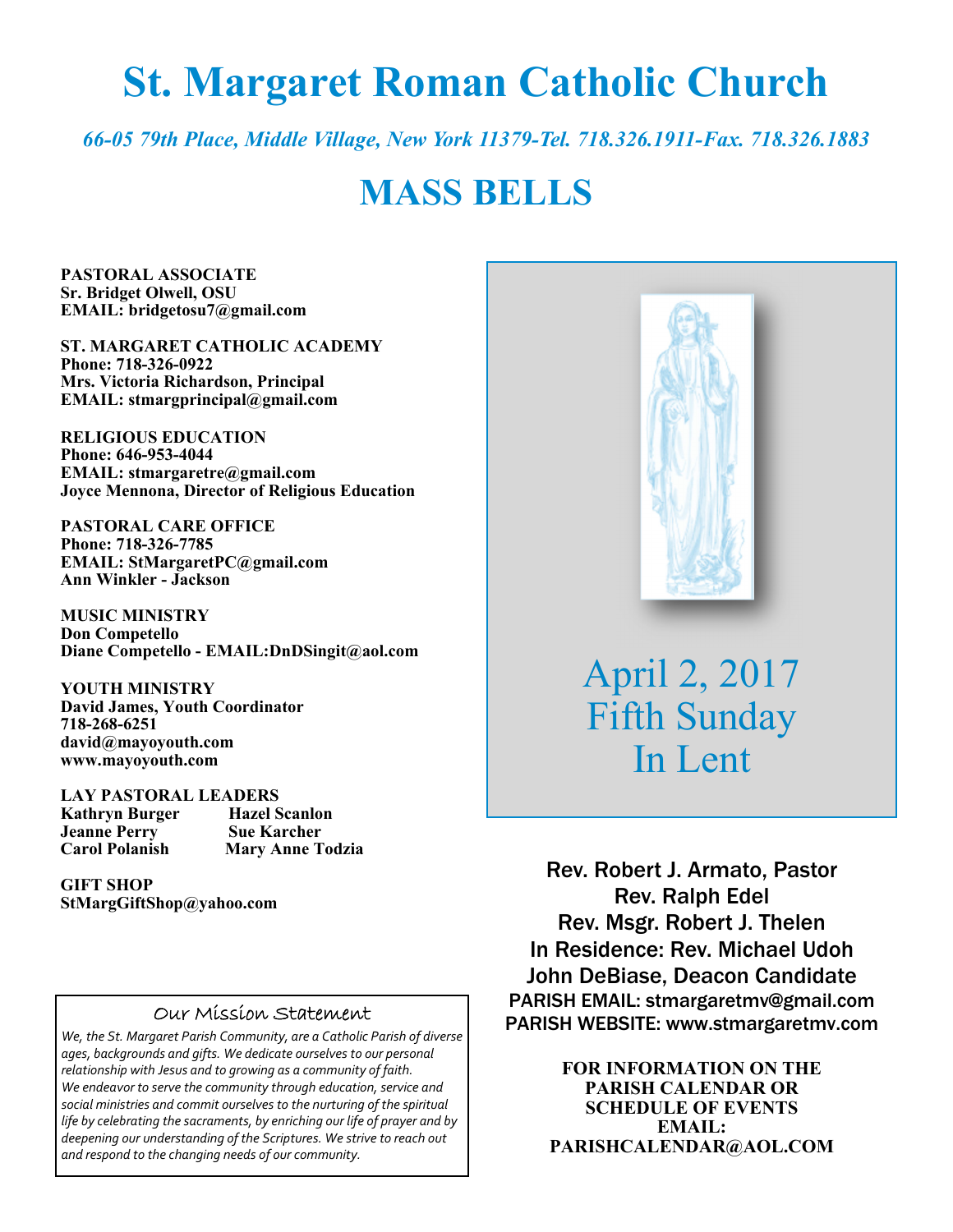# St. Margaret Roman Catholic Church

*66-05 79th Place, Middle Village, New York 11379-Tel. 718.326.1911-Fax. 718.326.1883*

# MASS BELLS

**PASTORAL ASSOCIATE**
**Sr. Bridget Olwell, OSU**
**EMAIL: bridgetosu7@gmail.com**

**ST. MARGARET CATHOLIC ACADEMY**
**Phone: 718-326-0922**
**Mrs. Victoria Richardson, Principal**
**EMAIL: stmargprincipal@gmail.com**

**RELIGIOUS EDUCATION**
**Phone: 646-953-4044**
**EMAIL: stmargaretre@gmail.com**
**Joyce Mennona, Director of Religious Education**

**PASTORAL CARE OFFICE**
**Phone: 718-326-7785**
**EMAIL: StMargaretPC@gmail.com**
**Ann Winkler - Jackson**

**MUSIC MINISTRY**
**Don Competello**
**Diane Competello - EMAIL:DnDSingit@aol.com**

**YOUTH MINISTRY**
**David James, Youth Coordinator**
**718-268-6251**
**david@mayoyouth.com**
**www.mayoyouth.com**

**LAY PASTORAL LEADERS**
**Kathryn Burger — Hazel Scanlon**
**Jeanne Perry — Sue Karcher**
**Carol Polanish — Mary Anne Todzia**

**GIFT SHOP**
**StMargGiftShop@yahoo.com**

## Our Mission Statement

*We, the St. Margaret Parish Community, are a Catholic Parish of diverse ages, backgrounds and gifts. We dedicate ourselves to our personal relationship with Jesus and to growing as a community of faith. We endeavor to serve the community through education, service and social ministries and commit ourselves to the nurturing of the spiritual life by celebrating the sacraments, by enriching our life of prayer and by deepening our understanding of the Scriptures. We strive to reach out and respond to the changing needs of our community.*

April 2, 2017
Fifth Sunday
In Lent

Rev. Robert J. Armato, Pastor
Rev. Ralph Edel
Rev. Msgr. Robert J. Thelen
In Residence: Rev. Michael Udoh
John DeBiase, Deacon Candidate
PARISH EMAIL: stmargaretmv@gmail.com
PARISH WEBSITE: www.stmargaretmv.com

**FOR INFORMATION ON THE PARISH CALENDAR OR SCHEDULE OF EVENTS EMAIL: PARISHCALENDAR@AOL.COM**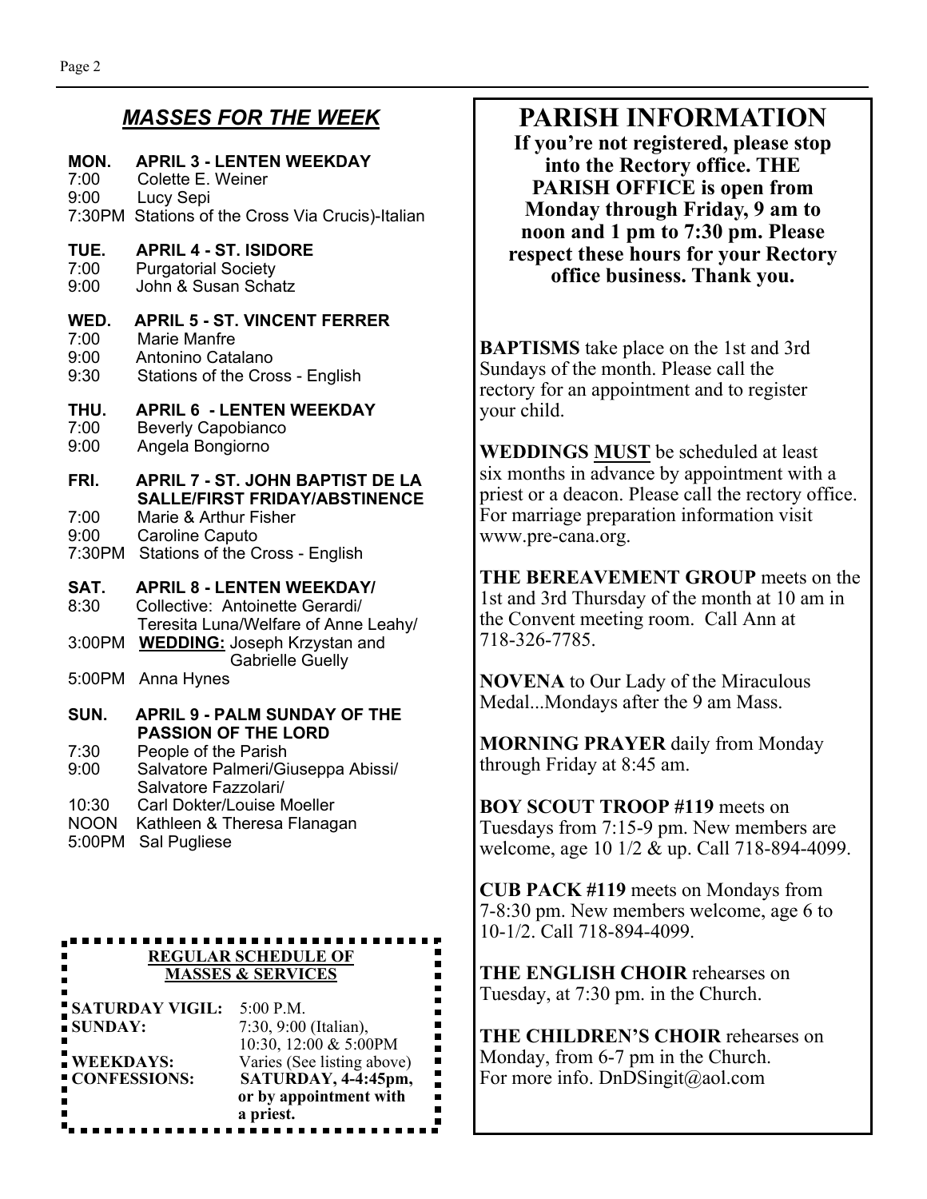## *MASSES FOR THE WEEK*

**MON. APRIL 3 - LENTEN WEEKDAY**
7:00 Colette E. Weiner
9:00 Lucy Sepi
7:30PM Stations of the Cross Via Crucis)-Italian

**TUE. APRIL 4 - ST. ISIDORE**
7:00 Purgatorial Society
9:00 John & Susan Schatz

**WED. APRIL 5 - ST. VINCENT FERRER**
7:00 Marie Manfre
9:00 Antonino Catalano
9:30 Stations of the Cross - English

**THU. APRIL 6 - LENTEN WEEKDAY**
7:00 Beverly Capobianco
9:00 Angela Bongiorno

**FRI. APRIL 7 - ST. JOHN BAPTIST DE LA SALLE/FIRST FRIDAY/ABSTINENCE**
7:00 Marie & Arthur Fisher
9:00 Caroline Caputo
7:30PM Stations of the Cross - English

**SAT. APRIL 8 - LENTEN WEEKDAY/**
8:30 Collective: Antoinette Gerardi/ Teresita Luna/Welfare of Anne Leahy/
3:00PM **WEDDING:** Joseph Krzystan and Gabrielle Guelly
5:00PM Anna Hynes

**SUN. APRIL 9 - PALM SUNDAY OF THE PASSION OF THE LORD**
7:30 People of the Parish
9:00 Salvatore Palmeri/Giuseppa Abissi/ Salvatore Fazzolari/
10:30 Carl Dokter/Louise Moeller
NOON Kathleen & Theresa Flanagan
5:00PM Sal Pugliese

**REGULAR SCHEDULE OF MASSES & SERVICES**

| | |
|---|---|
| **SATURDAY VIGIL:** | 5:00 P.M. |
| **SUNDAY:** | 7:30, 9:00 (Italian), 10:30, 12:00 & 5:00PM |
| **WEEKDAYS:** | Varies (See listing above) |
| **CONFESSIONS:** | **SATURDAY, 4-4:45pm, or by appointment with a priest.** |

# PARISH INFORMATION

**If you're not registered, please stop into the Rectory office. THE PARISH OFFICE is open from Monday through Friday, 9 am to noon and 1 pm to 7:30 pm. Please respect these hours for your Rectory office business. Thank you.**

**BAPTISMS** take place on the 1st and 3rd Sundays of the month. Please call the rectory for an appointment and to register your child.

**WEDDINGS MUST** be scheduled at least six months in advance by appointment with a priest or a deacon. Please call the rectory office. For marriage preparation information visit www.pre-cana.org.

**THE BEREAVEMENT GROUP** meets on the 1st and 3rd Thursday of the month at 10 am in the Convent meeting room. Call Ann at 718-326-7785.

**NOVENA** to Our Lady of the Miraculous Medal...Mondays after the 9 am Mass.

**MORNING PRAYER** daily from Monday through Friday at 8:45 am.

**BOY SCOUT TROOP #119** meets on Tuesdays from 7:15-9 pm. New members are welcome, age 10 1/2 & up. Call 718-894-4099.

**CUB PACK #119** meets on Mondays from 7-8:30 pm. New members welcome, age 6 to 10-1/2. Call 718-894-4099.

**THE ENGLISH CHOIR** rehearses on Tuesday, at 7:30 pm. in the Church.

**THE CHILDREN'S CHOIR** rehearses on Monday, from 6-7 pm in the Church. For more info. DnDSingit@aol.com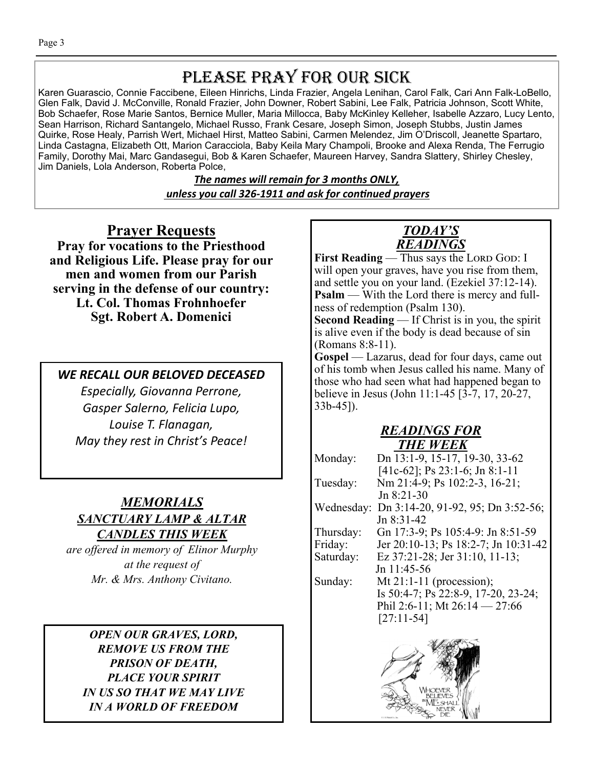# PLEASE PRAY FOR OUR SICK

Karen Guarascio, Connie Faccibene, Eileen Hinrichs, Linda Frazier, Angela Lenihan, Carol Falk, Cari Ann Falk-LoBello, Glen Falk, David J. McConville, Ronald Frazier, John Downer, Robert Sabini, Lee Falk, Patricia Johnson, Scott White, Bob Schaefer, Rose Marie Santos, Bernice Muller, Maria Millocca, Baby McKinley Kelleher, Isabelle Azzaro, Lucy Lento, Sean Harrison, Richard Santangelo, Michael Russo, Frank Cesare, Joseph Simon, Joseph Stubbs, Justin James Quirke, Rose Healy, Parrish Wert, Michael Hirst, Matteo Sabini, Carmen Melendez, Jim O'Driscoll, Jeanette Spartaro, Linda Castagna, Elizabeth Ott, Marion Caracciola, Baby Keila Mary Champoli, Brooke and Alexa Renda, The Ferrugio Family, Dorothy Mai, Marc Gandasegui, Bob & Karen Schaefer, Maureen Harvey, Sandra Slattery, Shirley Chesley, Jim Daniels, Lola Anderson, Roberta Polce,

***The names will remain for 3 months ONLY,***
***unless you call 326-1911 and ask for continued prayers***

## Prayer Requests

**Pray for vocations to the Priesthood and Religious Life. Please pray for our men and women from our Parish serving in the defense of our country:**
**Lt. Col. Thomas Frohnhoefer**
**Sgt. Robert A. Domenici**

***WE RECALL OUR BELOVED DECEASED***

*Especially, Giovanna Perrone, Gasper Salerno, Felicia Lupo, Louise T. Flanagan, May they rest in Christ's Peace!*

## *MEMORIALS*
## *SANCTUARY LAMP & ALTAR CANDLES THIS WEEK*

*are offered in memory of Elinor Murphy at the request of Mr. & Mrs. Anthony Civitano.*

***OPEN OUR GRAVES, LORD, REMOVE US FROM THE PRISON OF DEATH, PLACE YOUR SPIRIT IN US SO THAT WE MAY LIVE IN A WORLD OF FREEDOM***

## *TODAY'S READINGS*

**First Reading** — Thus says the LORD GOD: I will open your graves, have you rise from them, and settle you on your land. (Ezekiel 37:12-14).
**Psalm** — With the Lord there is mercy and fullness of redemption (Psalm 130).
**Second Reading** — If Christ is in you, the spirit is alive even if the body is dead because of sin (Romans 8:8-11).
**Gospel** — Lazarus, dead for four days, came out of his tomb when Jesus called his name. Many of those who had seen what had happened began to believe in Jesus (John 11:1-45 [3-7, 17, 20-27, 33b-45]).

## *READINGS FOR THE WEEK*

| | |
|---|---|
| Monday: | Dn 13:1-9, 15-17, 19-30, 33-62 [41c-62]; Ps 23:1-6; Jn 8:1-11 |
| Tuesday: | Nm 21:4-9; Ps 102:2-3, 16-21; Jn 8:21-30 |
| Wednesday: | Dn 3:14-20, 91-92, 95; Dn 3:52-56; Jn 8:31-42 |
| Thursday: | Gn 17:3-9; Ps 105:4-9: Jn 8:51-59 |
| Friday: | Jer 20:10-13; Ps 18:2-7; Jn 10:31-42 |
| Saturday: | Ez 37:21-28; Jer 31:10, 11-13; Jn 11:45-56 |
| Sunday: | Mt 21:1-11 (procession); Is 50:4-7; Ps 22:8-9, 17-20, 23-24; Phil 2:6-11; Mt 26:14 — 27:66 [27:11-54] |

WHOEVER BELIEVES IN ME SHALL NEVER DIE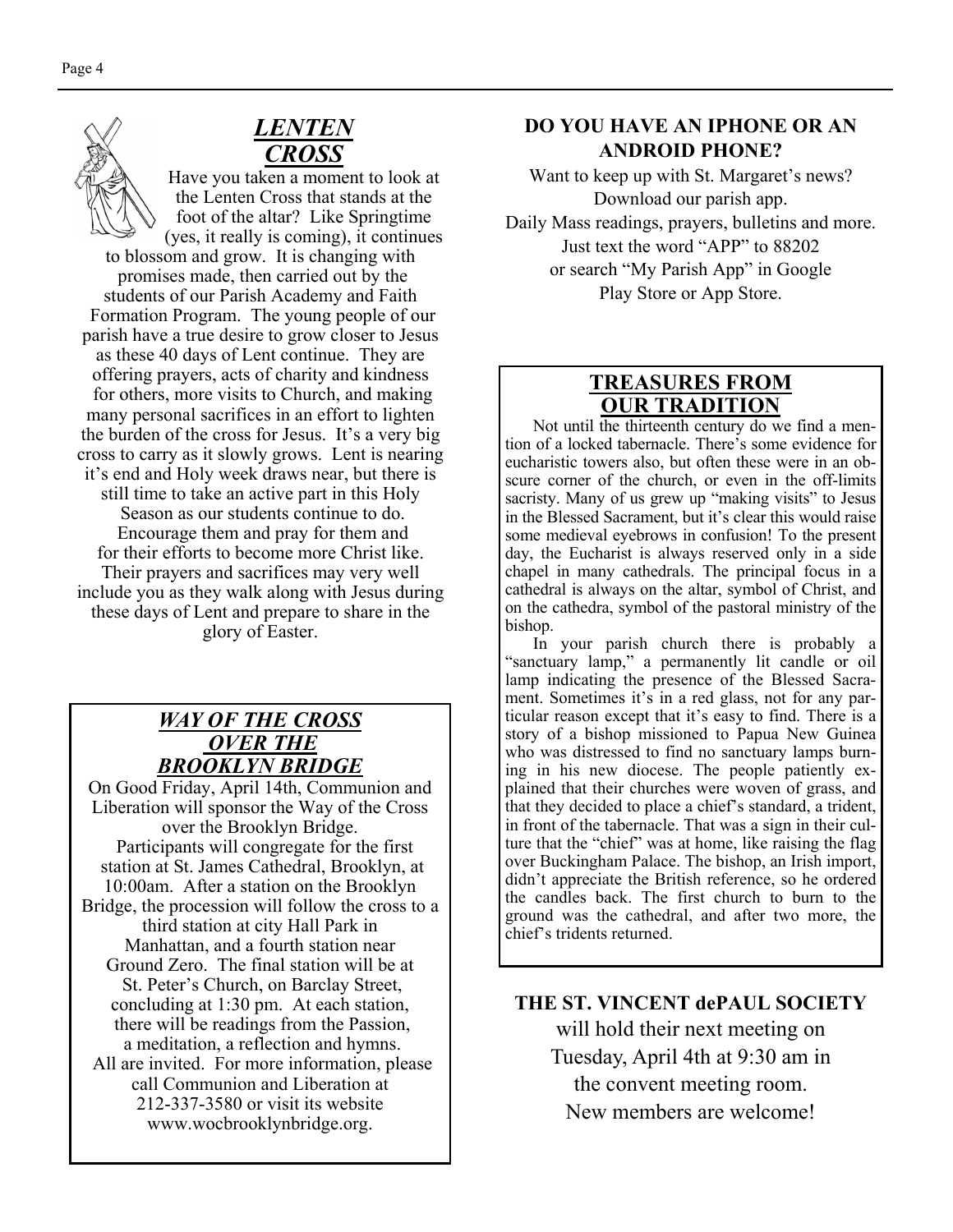## *LENTEN CROSS*

Have you taken a moment to look at the Lenten Cross that stands at the foot of the altar? Like Springtime (yes, it really is coming), it continues to blossom and grow. It is changing with promises made, then carried out by the students of our Parish Academy and Faith Formation Program. The young people of our parish have a true desire to grow closer to Jesus as these 40 days of Lent continue. They are offering prayers, acts of charity and kindness for others, more visits to Church, and making many personal sacrifices in an effort to lighten the burden of the cross for Jesus. It's a very big cross to carry as it slowly grows. Lent is nearing it's end and Holy week draws near, but there is still time to take an active part in this Holy Season as our students continue to do. Encourage them and pray for them and for their efforts to become more Christ like. Their prayers and sacrifices may very well include you as they walk along with Jesus during these days of Lent and prepare to share in the glory of Easter.

## *WAY OF THE CROSS OVER THE BROOKLYN BRIDGE*

On Good Friday, April 14th, Communion and Liberation will sponsor the Way of the Cross over the Brooklyn Bridge.

Participants will congregate for the first station at St. James Cathedral, Brooklyn, at 10:00am. After a station on the Brooklyn Bridge, the procession will follow the cross to a third station at city Hall Park in Manhattan, and a fourth station near Ground Zero. The final station will be at St. Peter's Church, on Barclay Street, concluding at 1:30 pm. At each station, there will be readings from the Passion, a meditation, a reflection and hymns. All are invited. For more information, please call Communion and Liberation at 212-337-3580 or visit its website www.wocbrooklynbridge.org.

## DO YOU HAVE AN IPHONE OR AN ANDROID PHONE?

Want to keep up with St. Margaret's news?
Download our parish app.
Daily Mass readings, prayers, bulletins and more.
Just text the word "APP" to 88202
or search "My Parish App" in Google Play Store or App Store.

## TREASURES FROM OUR TRADITION

Not until the thirteenth century do we find a mention of a locked tabernacle. There's some evidence for eucharistic towers also, but often these were in an obscure corner of the church, or even in the off-limits sacristy. Many of us grew up "making visits" to Jesus in the Blessed Sacrament, but it's clear this would raise some medieval eyebrows in confusion! To the present day, the Eucharist is always reserved only in a side chapel in many cathedrals. The principal focus in a cathedral is always on the altar, symbol of Christ, and on the cathedra, symbol of the pastoral ministry of the bishop.

In your parish church there is probably a "sanctuary lamp," a permanently lit candle or oil lamp indicating the presence of the Blessed Sacrament. Sometimes it's in a red glass, not for any particular reason except that it's easy to find. There is a story of a bishop missioned to Papua New Guinea who was distressed to find no sanctuary lamps burning in his new diocese. The people patiently explained that their churches were woven of grass, and that they decided to place a chief's standard, a trident, in front of the tabernacle. That was a sign in their culture that the "chief" was at home, like raising the flag over Buckingham Palace. The bishop, an Irish import, didn't appreciate the British reference, so he ordered the candles back. The first church to burn to the ground was the cathedral, and after two more, the chief's tridents returned.

## THE ST. VINCENT dePAUL SOCIETY

will hold their next meeting on Tuesday, April 4th at 9:30 am in the convent meeting room. New members are welcome!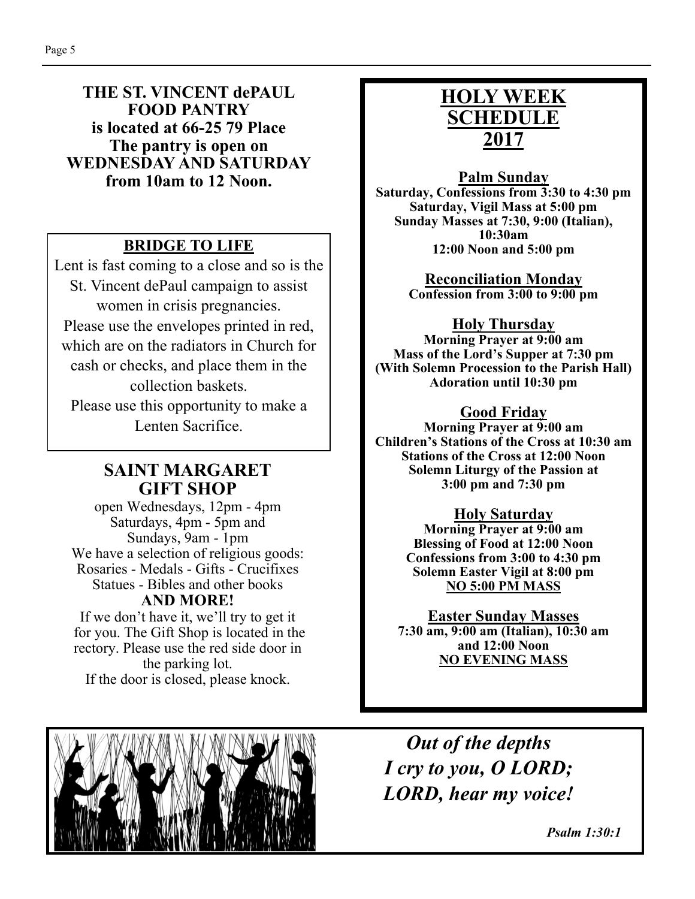**THE ST. VINCENT dePAUL FOOD PANTRY**
**is located at 66-25 79 Place**
**The pantry is open on**
**WEDNESDAY AND SATURDAY**
**from 10am to 12 Noon.**

## BRIDGE TO LIFE

Lent is fast coming to a close and so is the St. Vincent dePaul campaign to assist women in crisis pregnancies.
Please use the envelopes printed in red, which are on the radiators in Church for cash or checks, and place them in the collection baskets.
Please use this opportunity to make a Lenten Sacrifice.

## SAINT MARGARET GIFT SHOP

open Wednesdays, 12pm - 4pm
Saturdays, 4pm - 5pm and
Sundays, 9am - 1pm
We have a selection of religious goods:
Rosaries - Medals - Gifts - Crucifixes
Statues - Bibles and other books
**AND MORE!**
If we don't have it, we'll try to get it for you. The Gift Shop is located in the rectory. Please use the red side door in the parking lot.
If the door is closed, please knock.

## HOLY WEEK SCHEDULE 2017

**Palm Sunday**
**Saturday, Confessions from 3:30 to 4:30 pm**
**Saturday, Vigil Mass at 5:00 pm**
**Sunday Masses at 7:30, 9:00 (Italian), 10:30am**
**12:00 Noon and 5:00 pm**

**Reconciliation Monday**
**Confession from 3:00 to 9:00 pm**

**Holy Thursday**
**Morning Prayer at 9:00 am**
**Mass of the Lord's Supper at 7:30 pm**
**(With Solemn Procession to the Parish Hall)**
**Adoration until 10:30 pm**

**Good Friday**
**Morning Prayer at 9:00 am**
**Children's Stations of the Cross at 10:30 am**
**Stations of the Cross at 12:00 Noon**
**Solemn Liturgy of the Passion at**
**3:00 pm and 7:30 pm**

**Holy Saturday**
**Morning Prayer at 9:00 am**
**Blessing of Food at 12:00 Noon**
**Confessions from 3:00 to 4:30 pm**
**Solemn Easter Vigil at 8:00 pm**
**NO 5:00 PM MASS**

**Easter Sunday Masses**
**7:30 am, 9:00 am (Italian), 10:30 am**
**and 12:00 Noon**
**NO EVENING MASS**

***Out of the depths***
***I cry to you, O LORD;***
***LORD, hear my voice!***

***Psalm 1:30:1***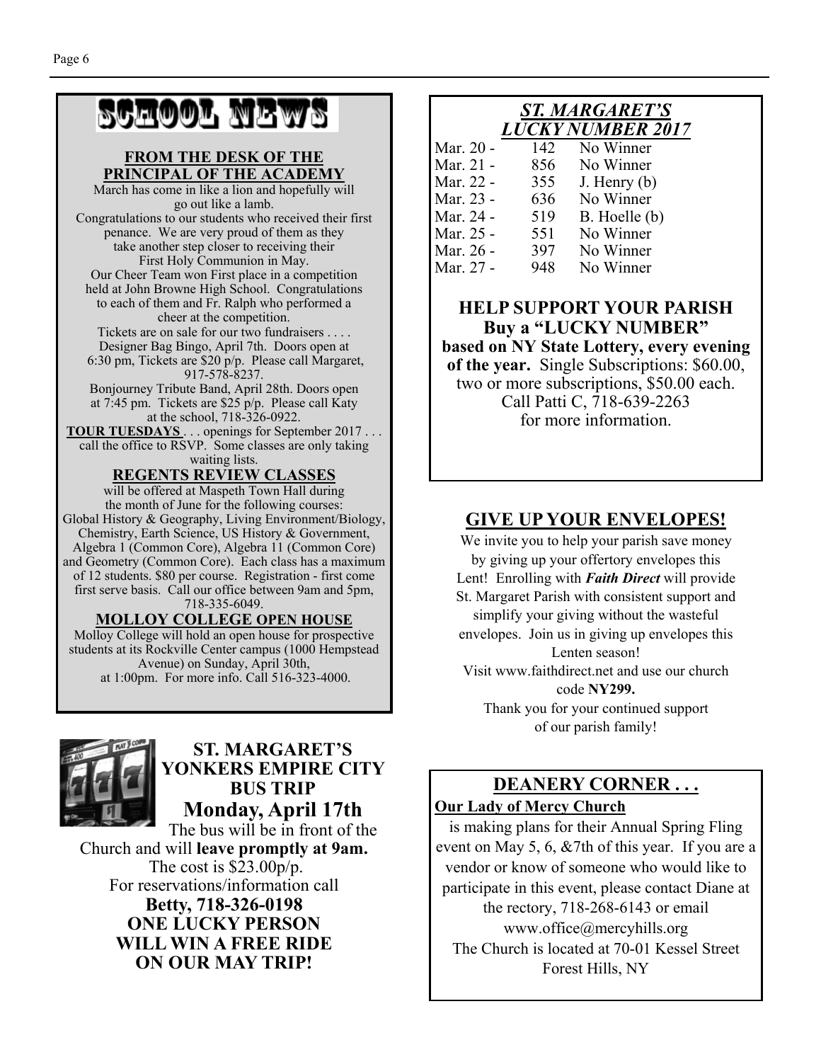# SCHOOL NEWS

### FROM THE DESK OF THE PRINCIPAL OF THE ACADEMY

March has come in like a lion and hopefully will go out like a lamb.

Congratulations to our students who received their first penance. We are very proud of them as they take another step closer to receiving their First Holy Communion in May.

Our Cheer Team won First place in a competition held at John Browne High School. Congratulations to each of them and Fr. Ralph who performed a cheer at the competition.

Tickets are on sale for our two fundraisers . . . . Designer Bag Bingo, April 7th. Doors open at 6:30 pm, Tickets are $20 p/p. Please call Margaret, 917-578-8237.

Bonjourney Tribute Band, April 28th. Doors open at 7:45 pm. Tickets are $25 p/p. Please call Katy at the school, 718-326-0922.

**TOUR TUESDAYS** . . . openings for September 2017 . . . call the office to RSVP. Some classes are only taking waiting lists.

### REGENTS REVIEW CLASSES

will be offered at Maspeth Town Hall during the month of June for the following courses: Global History & Geography, Living Environment/Biology, Chemistry, Earth Science, US History & Government, Algebra 1 (Common Core), Algebra 11 (Common Core) and Geometry (Common Core). Each class has a maximum of 12 students. $80 per course. Registration - first come first serve basis. Call our office between 9am and 5pm, 718-335-6049.

### MOLLOY COLLEGE OPEN HOUSE

Molloy College will hold an open house for prospective students at its Rockville Center campus (1000 Hempstead Avenue) on Sunday, April 30th, at 1:00pm. For more info. Call 516-323-4000.

## ST. MARGARET'S YONKERS EMPIRE CITY BUS TRIP

## Monday, April 17th

The bus will be in front of the Church and will **leave promptly at 9am.**

The cost is $23.00p/p.

For reservations/information call

**Betty, 718-326-0198**

**ONE LUCKY PERSON WILL WIN A FREE RIDE ON OUR MAY TRIP!**

## *ST. MARGARET'S LUCKY NUMBER 2017*

| | | |
|---|---|---|
| Mar. 20 - | 142 | No Winner |
| Mar. 21 - | 856 | No Winner |
| Mar. 22 - | 355 | J. Henry (b) |
| Mar. 23 - | 636 | No Winner |
| Mar. 24 - | 519 | B. Hoelle (b) |
| Mar. 25 - | 551 | No Winner |
| Mar. 26 - | 397 | No Winner |
| Mar. 27 - | 948 | No Winner |

## HELP SUPPORT YOUR PARISH

**Buy a "LUCKY NUMBER"**

**based on NY State Lottery, every evening of the year.** Single Subscriptions: $60.00, two or more subscriptions, $50.00 each. Call Patti C, 718-639-2263 for more information.

## GIVE UP YOUR ENVELOPES!

We invite you to help your parish save money by giving up your offertory envelopes this Lent! Enrolling with ***Faith Direct*** will provide St. Margaret Parish with consistent support and simplify your giving without the wasteful envelopes. Join us in giving up envelopes this Lenten season!

Visit www.faithdirect.net and use our church code **NY299.**

Thank you for your continued support of our parish family!

## DEANERY CORNER . . .

**Our Lady of Mercy Church**

is making plans for their Annual Spring Fling event on May 5, 6, &7th of this year. If you are a vendor or know of someone who would like to participate in this event, please contact Diane at the rectory, 718-268-6143 or email www.office@mercyhills.org

The Church is located at 70-01 Kessel Street Forest Hills, NY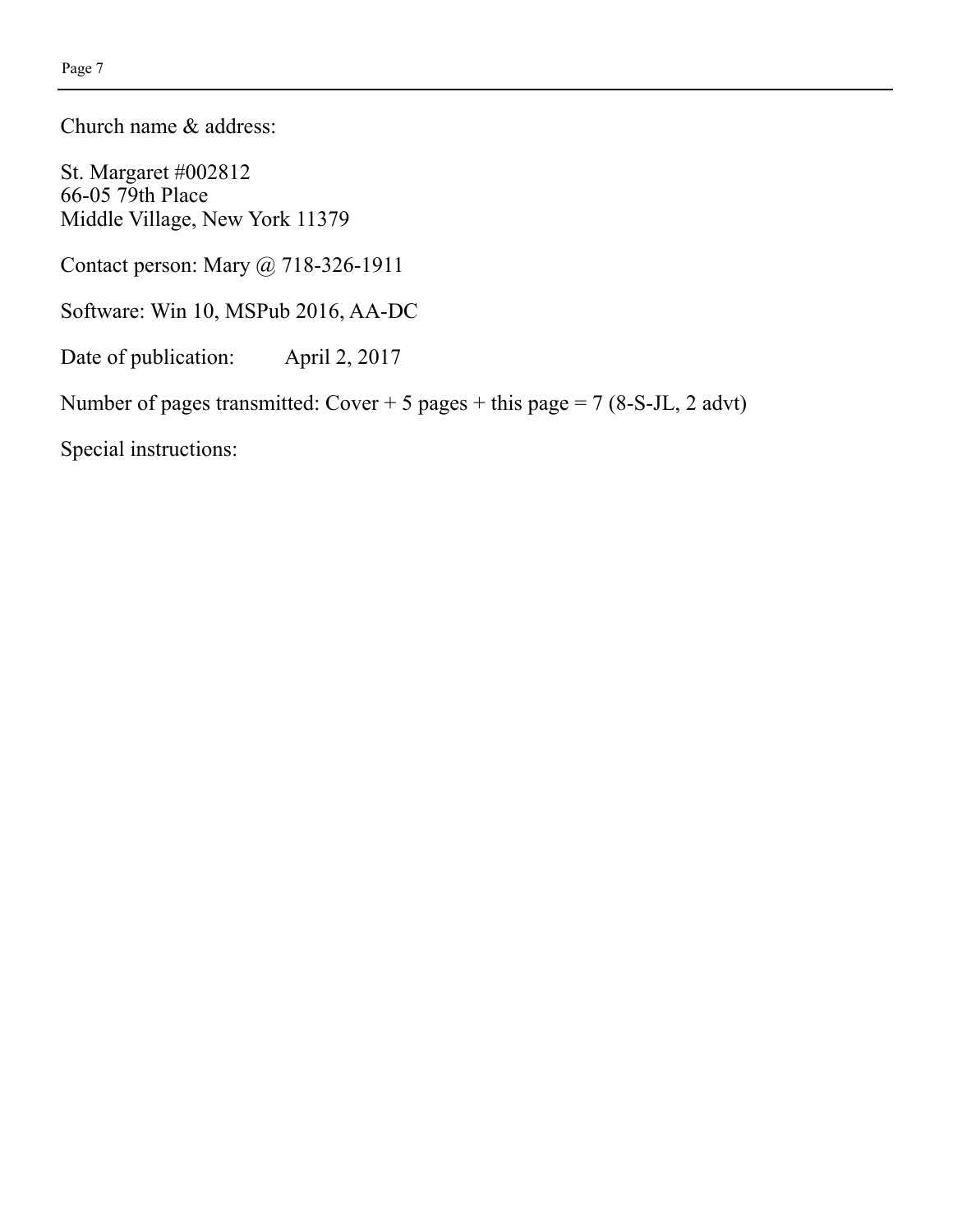Church name & address:

St. Margaret #002812
66-05 79th Place
Middle Village, New York 11379

Contact person: Mary @ 718-326-1911

Software: Win 10, MSPub 2016, AA-DC

Date of publication: April 2, 2017

Number of pages transmitted: Cover + 5 pages + this page = 7 (8-S-JL, 2 advt)

Special instructions: